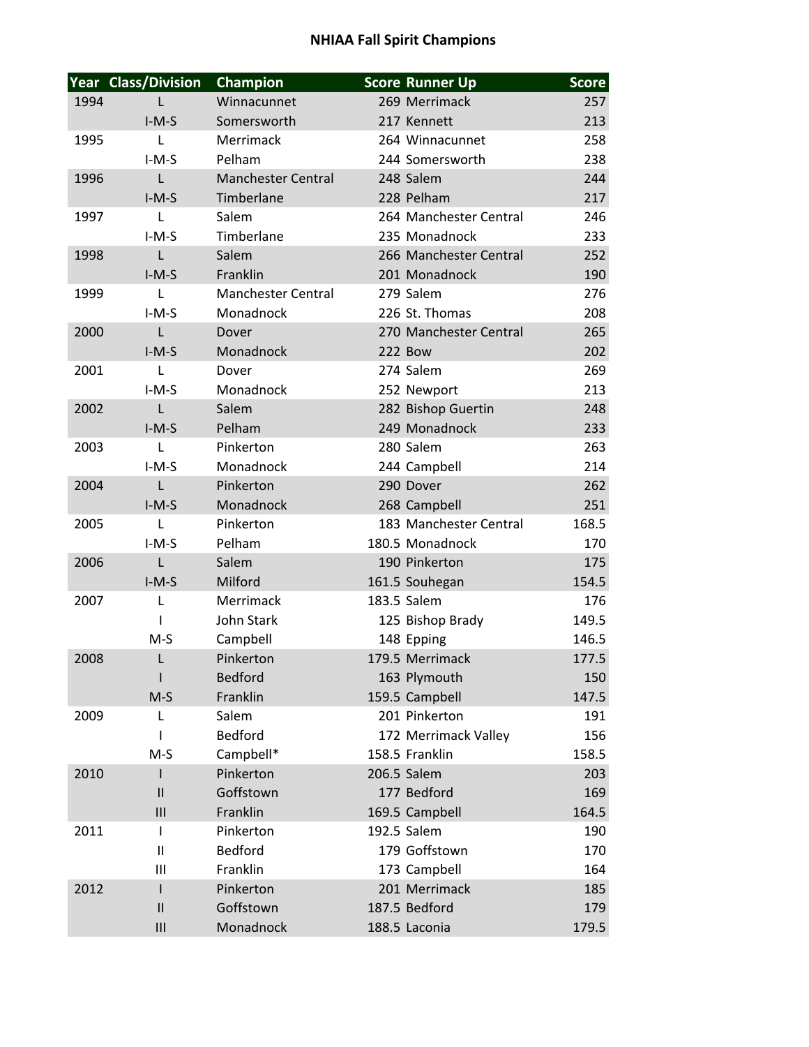# NHIAA Fall Spirit Champions

| Year | Class/Division | Champion | Score | Runner Up | Score |
|---|---|---|---|---|---|
| 1994 | L | Winnacunnet | 269 | Merrimack | 257 |
| | I-M-S | Somersworth | 217 | Kennett | 213 |
| 1995 | L | Merrimack | 264 | Winnacunnet | 258 |
| | I-M-S | Pelham | 244 | Somersworth | 238 |
| 1996 | L | Manchester Central | 248 | Salem | 244 |
| | I-M-S | Timberlane | 228 | Pelham | 217 |
| 1997 | L | Salem | 264 | Manchester Central | 246 |
| | I-M-S | Timberlane | 235 | Monadnock | 233 |
| 1998 | L | Salem | 266 | Manchester Central | 252 |
| | I-M-S | Franklin | 201 | Monadnock | 190 |
| 1999 | L | Manchester Central | 279 | Salem | 276 |
| | I-M-S | Monadnock | 226 | St. Thomas | 208 |
| 2000 | L | Dover | 270 | Manchester Central | 265 |
| | I-M-S | Monadnock | 222 | Bow | 202 |
| 2001 | L | Dover | 274 | Salem | 269 |
| | I-M-S | Monadnock | 252 | Newport | 213 |
| 2002 | L | Salem | 282 | Bishop Guertin | 248 |
| | I-M-S | Pelham | 249 | Monadnock | 233 |
| 2003 | L | Pinkerton | 280 | Salem | 263 |
| | I-M-S | Monadnock | 244 | Campbell | 214 |
| 2004 | L | Pinkerton | 290 | Dover | 262 |
| | I-M-S | Monadnock | 268 | Campbell | 251 |
| 2005 | L | Pinkerton | 183 | Manchester Central | 168.5 |
| | I-M-S | Pelham | 180.5 | Monadnock | 170 |
| 2006 | L | Salem | 190 | Pinkerton | 175 |
| | I-M-S | Milford | 161.5 | Souhegan | 154.5 |
| 2007 | L | Merrimack | 183.5 | Salem | 176 |
| | I | John Stark | 125 | Bishop Brady | 149.5 |
| | M-S | Campbell | 148 | Epping | 146.5 |
| 2008 | L | Pinkerton | 179.5 | Merrimack | 177.5 |
| | I | Bedford | 163 | Plymouth | 150 |
| | M-S | Franklin | 159.5 | Campbell | 147.5 |
| 2009 | L | Salem | 201 | Pinkerton | 191 |
| | I | Bedford | 172 | Merrimack Valley | 156 |
| | M-S | Campbell* | 158.5 | Franklin | 158.5 |
| 2010 | I | Pinkerton | 206.5 | Salem | 203 |
| | II | Goffstown | 177 | Bedford | 169 |
| | III | Franklin | 169.5 | Campbell | 164.5 |
| 2011 | I | Pinkerton | 192.5 | Salem | 190 |
| | II | Bedford | 179 | Goffstown | 170 |
| | III | Franklin | 173 | Campbell | 164 |
| 2012 | I | Pinkerton | 201 | Merrimack | 185 |
| | II | Goffstown | 187.5 | Bedford | 179 |
| | III | Monadnock | 188.5 | Laconia | 179.5 |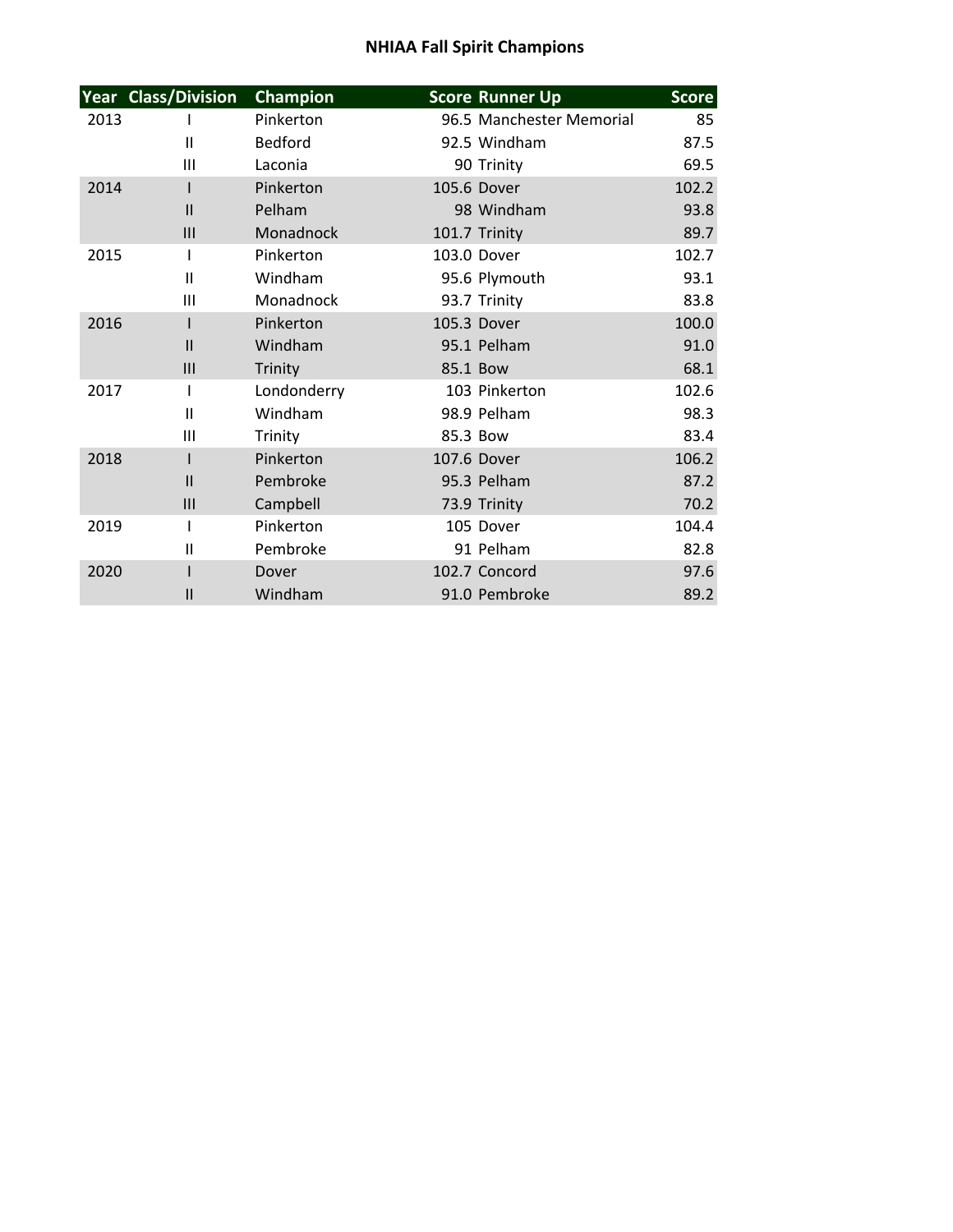**NHIAA Fall Spirit Champions**

| Year | Class/Division | Champion | Score | Runner Up | Score |
|---|---|---|---|---|---|
| 2013 | I | Pinkerton | 96.5 | Manchester Memorial | 85 |
| | II | Bedford | 92.5 | Windham | 87.5 |
| | III | Laconia | 90 | Trinity | 69.5 |
| 2014 | I | Pinkerton | 105.6 | Dover | 102.2 |
| | II | Pelham | 98 | Windham | 93.8 |
| | III | Monadnock | 101.7 | Trinity | 89.7 |
| 2015 | I | Pinkerton | 103.0 | Dover | 102.7 |
| | II | Windham | 95.6 | Plymouth | 93.1 |
| | III | Monadnock | 93.7 | Trinity | 83.8 |
| 2016 | I | Pinkerton | 105.3 | Dover | 100.0 |
| | II | Windham | 95.1 | Pelham | 91.0 |
| | III | Trinity | 85.1 | Bow | 68.1 |
| 2017 | I | Londonderry | 103 | Pinkerton | 102.6 |
| | II | Windham | 98.9 | Pelham | 98.3 |
| | III | Trinity | 85.3 | Bow | 83.4 |
| 2018 | I | Pinkerton | 107.6 | Dover | 106.2 |
| | II | Pembroke | 95.3 | Pelham | 87.2 |
| | III | Campbell | 73.9 | Trinity | 70.2 |
| 2019 | I | Pinkerton | 105 | Dover | 104.4 |
| | II | Pembroke | 91 | Pelham | 82.8 |
| 2020 | I | Dover | 102.7 | Concord | 97.6 |
| | II | Windham | 91.0 | Pembroke | 89.2 |